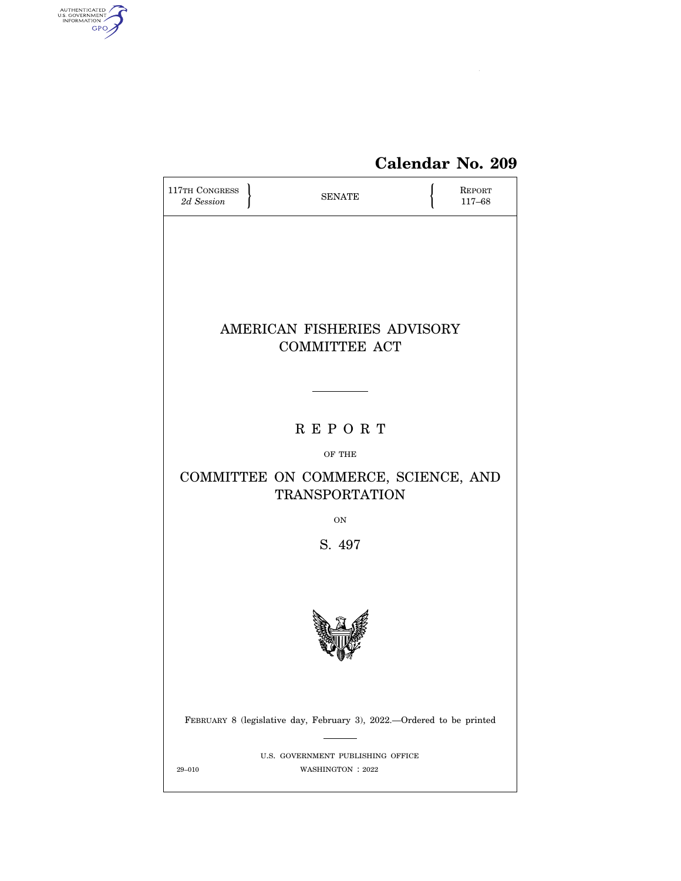# Calendar No. 209

117TH CONGRESS
*2d Session*

SENATE

REPORT
117–68

# AMERICAN FISHERIES ADVISORY COMMITTEE ACT

---

## R E P O R T

OF THE

## COMMITTEE ON COMMERCE, SCIENCE, AND TRANSPORTATION

ON

## S. 497

FEBRUARY 8 (legislative day, February 3), 2022.—Ordered to be printed

---

U.S. GOVERNMENT PUBLISHING OFFICE

29–010 WASHINGTON : 2022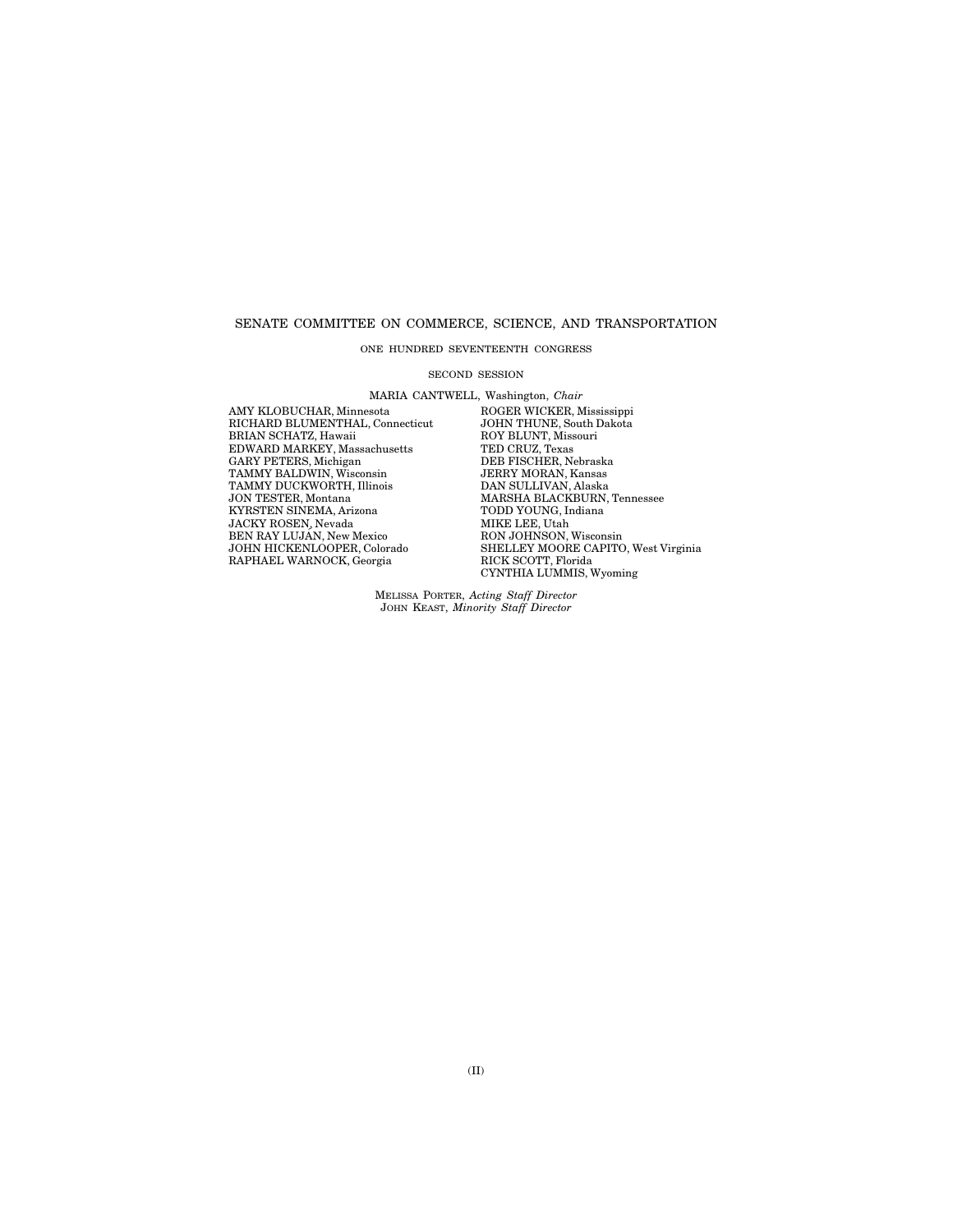SENATE COMMITTEE ON COMMERCE, SCIENCE, AND TRANSPORTATION

ONE HUNDRED SEVENTEENTH CONGRESS

SECOND SESSION

MARIA CANTWELL, Washington, *Chair*

AMY KLOBUCHAR, Minnesota
RICHARD BLUMENTHAL, Connecticut
BRIAN SCHATZ, Hawaii
EDWARD MARKEY, Massachusetts
GARY PETERS, Michigan
TAMMY BALDWIN, Wisconsin
TAMMY DUCKWORTH, Illinois
JON TESTER, Montana
KYRSTEN SINEMA, Arizona
JACKY ROSEN, Nevada
BEN RAY LUJÁN, New Mexico
JOHN HICKENLOOPER, Colorado
RAPHAEL WARNOCK, Georgia

ROGER WICKER, Mississippi
JOHN THUNE, South Dakota
ROY BLUNT, Missouri
TED CRUZ, Texas
DEB FISCHER, Nebraska
JERRY MORAN, Kansas
DAN SULLIVAN, Alaska
MARSHA BLACKBURN, Tennessee
TODD YOUNG, Indiana
MIKE LEE, Utah
RON JOHNSON, Wisconsin
SHELLEY MOORE CAPITO, West Virginia
RICK SCOTT, Florida
CYNTHIA LUMMIS, Wyoming

MELISSA PORTER, *Acting Staff Director*
JOHN KEAST, *Minority Staff Director*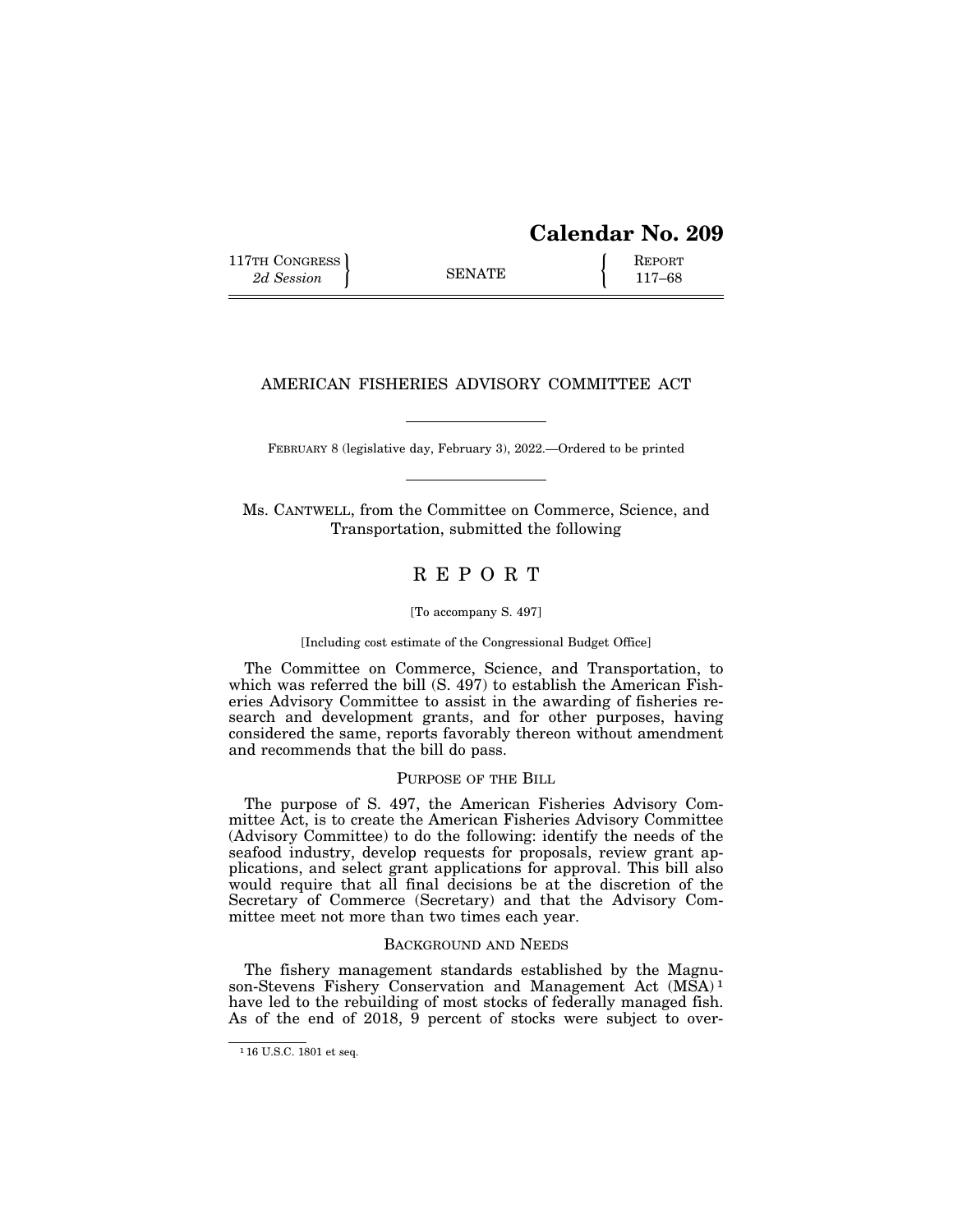# Calendar No. 209

117TH CONGRESS 2d Session | SENATE | REPORT 117–68

## AMERICAN FISHERIES ADVISORY COMMITTEE ACT

FEBRUARY 8 (legislative day, February 3), 2022.—Ordered to be printed

Ms. CANTWELL, from the Committee on Commerce, Science, and Transportation, submitted the following

## R E P O R T

[To accompany S. 497]

[Including cost estimate of the Congressional Budget Office]

The Committee on Commerce, Science, and Transportation, to which was referred the bill (S. 497) to establish the American Fisheries Advisory Committee to assist in the awarding of fisheries research and development grants, and for other purposes, having considered the same, reports favorably thereon without amendment and recommends that the bill do pass.

### PURPOSE OF THE BILL

The purpose of S. 497, the American Fisheries Advisory Committee Act, is to create the American Fisheries Advisory Committee (Advisory Committee) to do the following: identify the needs of the seafood industry, develop requests for proposals, review grant applications, and select grant applications for approval. This bill also would require that all final decisions be at the discretion of the Secretary of Commerce (Secretary) and that the Advisory Committee meet not more than two times each year.

### BACKGROUND AND NEEDS

The fishery management standards established by the Magnuson-Stevens Fishery Conservation and Management Act (MSA)[1] have led to the rebuilding of most stocks of federally managed fish. As of the end of 2018, 9 percent of stocks were subject to over-

[1] 16 U.S.C. 1801 et seq.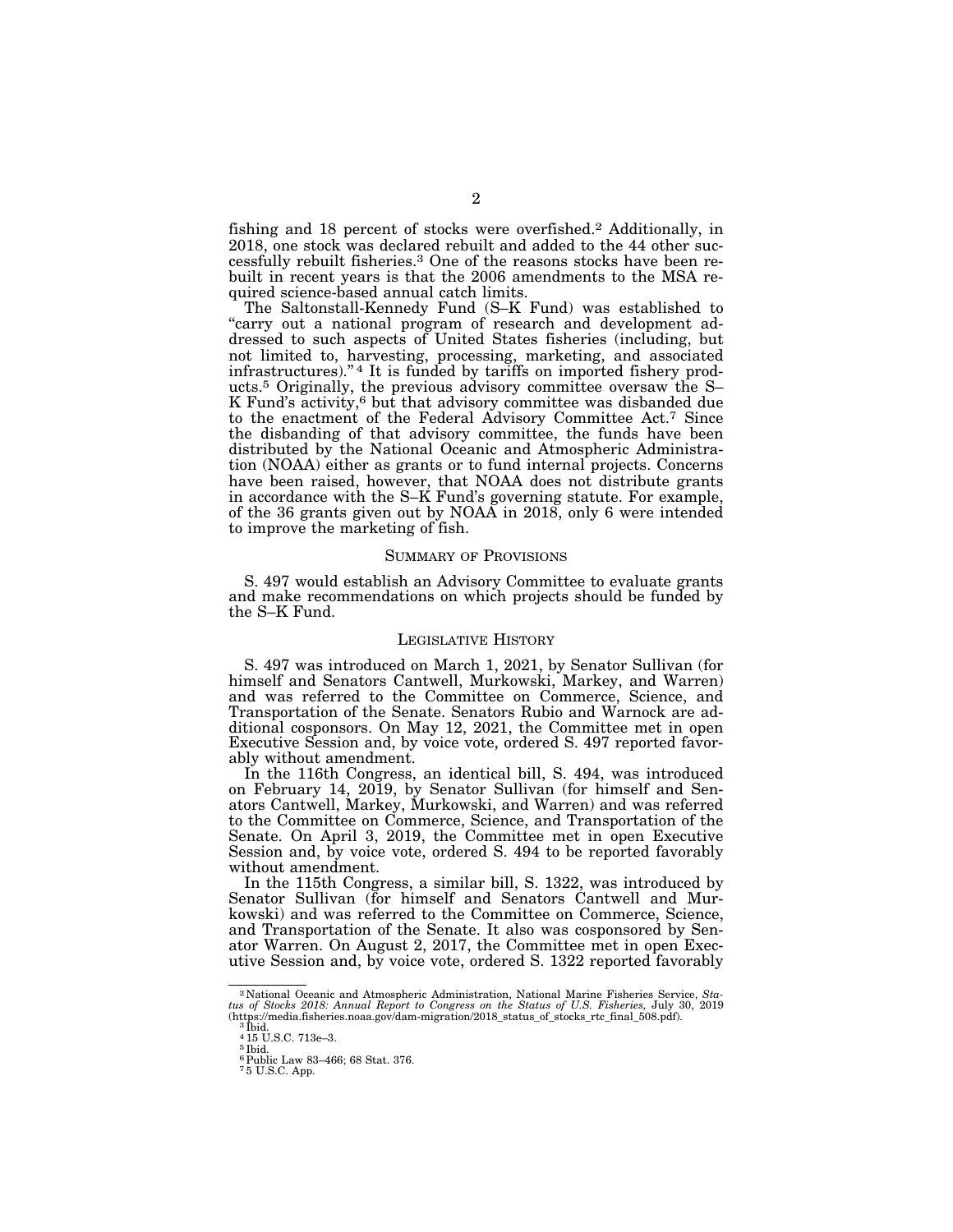fishing and 18 percent of stocks were overfished.[2] Additionally, in 2018, one stock was declared rebuilt and added to the 44 other successfully rebuilt fisheries.[3] One of the reasons stocks have been rebuilt in recent years is that the 2006 amendments to the MSA required science-based annual catch limits.

The Saltonstall-Kennedy Fund (S–K Fund) was established to "carry out a national program of research and development addressed to such aspects of United States fisheries (including, but not limited to, harvesting, processing, marketing, and associated infrastructures)."[4] It is funded by tariffs on imported fishery products.[5] Originally, the previous advisory committee oversaw the S–K Fund's activity,[6] but that advisory committee was disbanded due to the enactment of the Federal Advisory Committee Act.[7] Since the disbanding of that advisory committee, the funds have been distributed by the National Oceanic and Atmospheric Administration (NOAA) either as grants or to fund internal projects. Concerns have been raised, however, that NOAA does not distribute grants in accordance with the S–K Fund's governing statute. For example, of the 36 grants given out by NOAA in 2018, only 6 were intended to improve the marketing of fish.

## SUMMARY OF PROVISIONS

S. 497 would establish an Advisory Committee to evaluate grants and make recommendations on which projects should be funded by the S–K Fund.

## LEGISLATIVE HISTORY

S. 497 was introduced on March 1, 2021, by Senator Sullivan (for himself and Senators Cantwell, Murkowski, Markey, and Warren) and was referred to the Committee on Commerce, Science, and Transportation of the Senate. Senators Rubio and Warnock are additional cosponsors. On May 12, 2021, the Committee met in open Executive Session and, by voice vote, ordered S. 497 reported favorably without amendment.

In the 116th Congress, an identical bill, S. 494, was introduced on February 14, 2019, by Senator Sullivan (for himself and Senators Cantwell, Markey, Murkowski, and Warren) and was referred to the Committee on Commerce, Science, and Transportation of the Senate. On April 3, 2019, the Committee met in open Executive Session and, by voice vote, ordered S. 494 to be reported favorably without amendment.

In the 115th Congress, a similar bill, S. 1322, was introduced by Senator Sullivan (for himself and Senators Cantwell and Murkowski) and was referred to the Committee on Commerce, Science, and Transportation. It also was cosponsored by Senator Warren. On August 2, 2017, the Committee met in open Executive Session and, by voice vote, ordered S. 1322 reported favorably

---

[2] National Oceanic and Atmospheric Administration, National Marine Fisheries Service, *Status of Stocks 2018: Annual Report to Congress on the Status of U.S. Fisheries,* July 30, 2019 (https://media.fisheries.noaa.gov/dam-migration/2018_status_of_stocks_rtc_final_508.pdf).

[3] Ibid.

[4] 15 U.S.C. 713e–3.

[5] Ibid.

[6] Public Law 83–466; 68 Stat. 376.

[7] 5 U.S.C. App.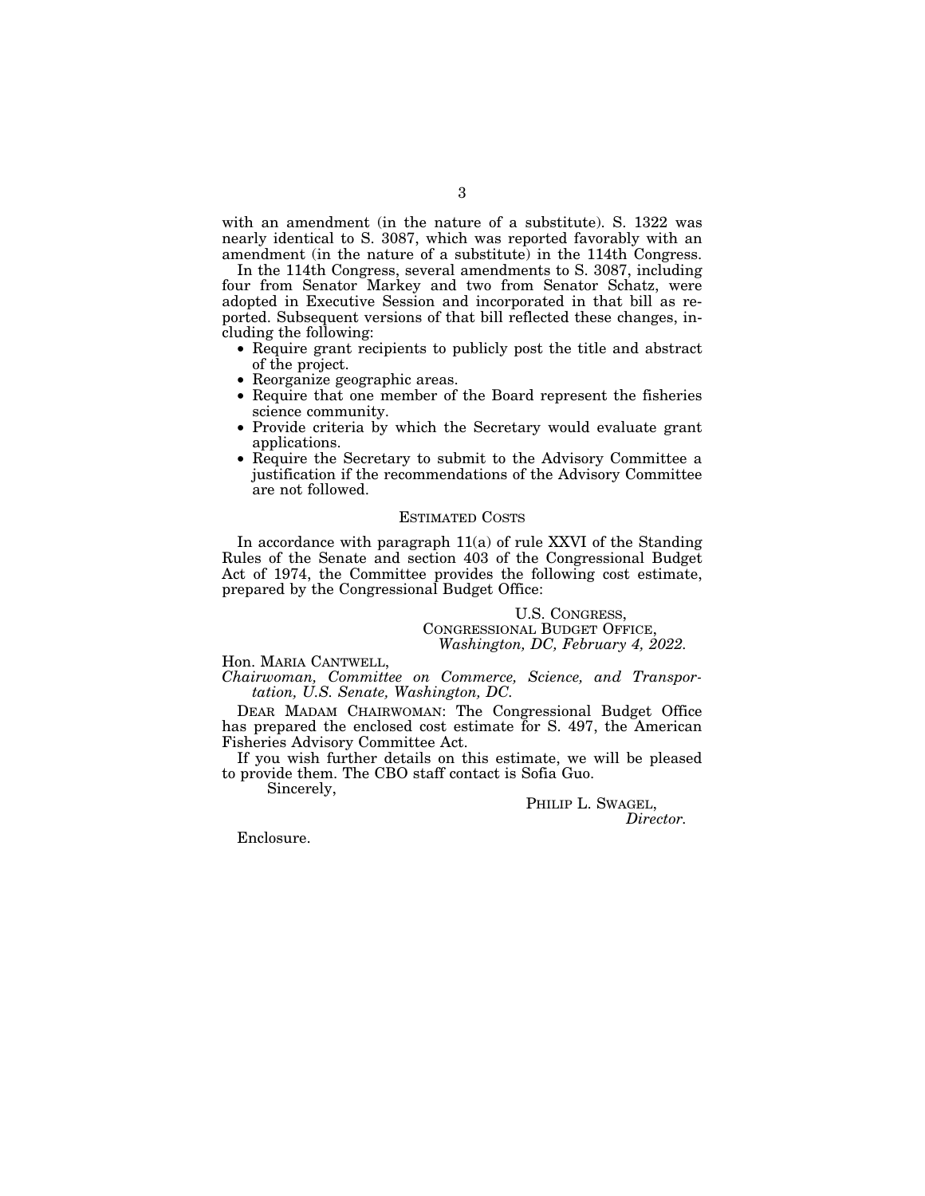with an amendment (in the nature of a substitute). S. 1322 was nearly identical to S. 3087, which was reported favorably with an amendment (in the nature of a substitute) in the 114th Congress.

In the 114th Congress, several amendments to S. 3087, including four from Senator Markey and two from Senator Schatz, were adopted in Executive Session and incorporated in that bill as reported. Subsequent versions of that bill reflected these changes, including the following:

- Require grant recipients to publicly post the title and abstract of the project.
- Reorganize geographic areas.
- Require that one member of the Board represent the fisheries science community.
- Provide criteria by which the Secretary would evaluate grant applications.
- Require the Secretary to submit to the Advisory Committee a justification if the recommendations of the Advisory Committee are not followed.

## ESTIMATED COSTS

In accordance with paragraph 11(a) of rule XXVI of the Standing Rules of the Senate and section 403 of the Congressional Budget Act of 1974, the Committee provides the following cost estimate, prepared by the Congressional Budget Office:

U.S. CONGRESS,
CONGRESSIONAL BUDGET OFFICE,
*Washington, DC, February 4, 2022.*

Hon. MARIA CANTWELL,
*Chairwoman, Committee on Commerce, Science, and Transportation, U.S. Senate, Washington, DC.*

DEAR MADAM CHAIRWOMAN: The Congressional Budget Office has prepared the enclosed cost estimate for S. 497, the American Fisheries Advisory Committee Act.

If you wish further details on this estimate, we will be pleased to provide them. The CBO staff contact is Sofia Guo.

Sincerely,

PHILIP L. SWAGEL,
*Director.*

Enclosure.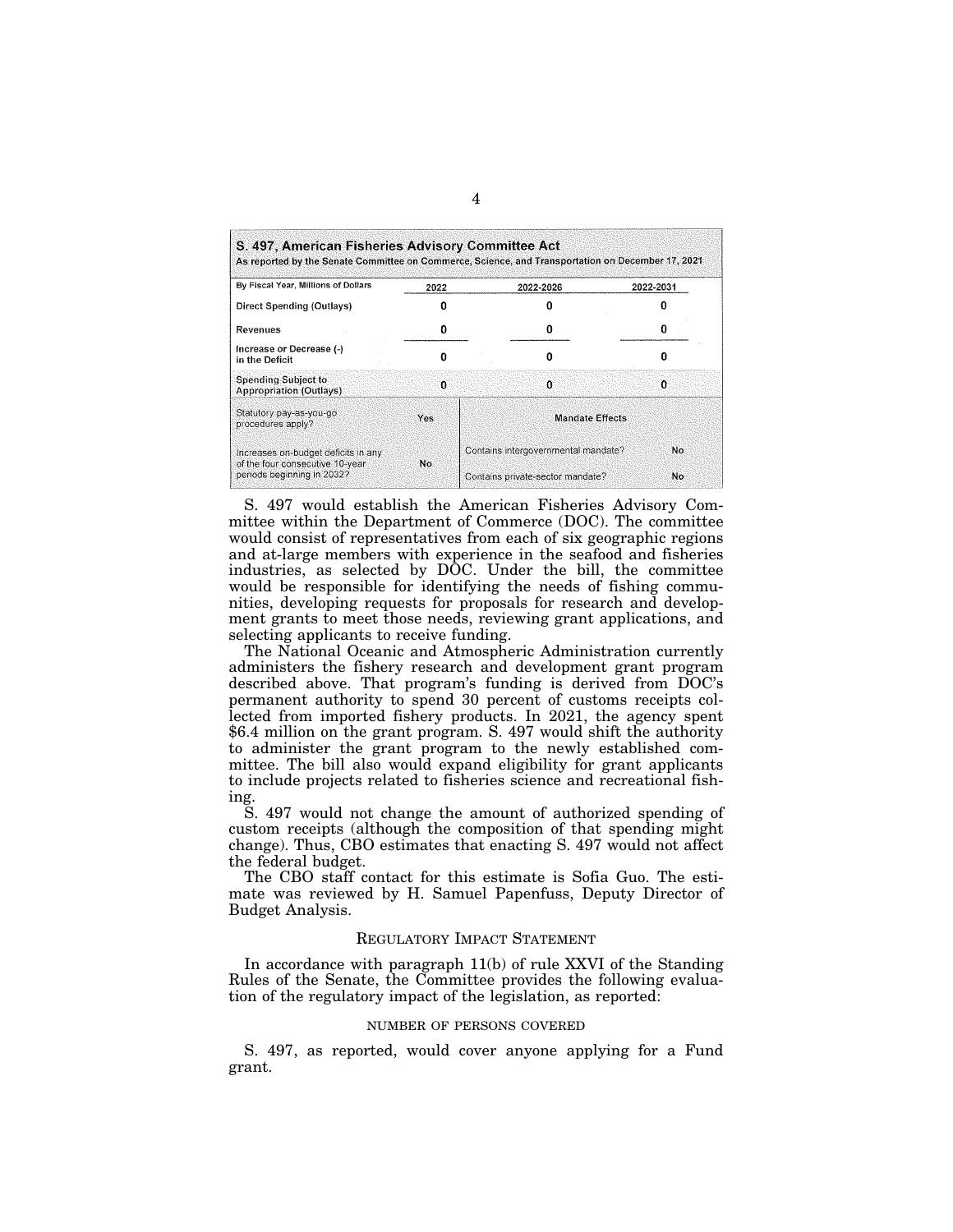**S. 497, American Fisheries Advisory Committee Act**
As reported by the Senate Committee on Commerce, Science, and Transportation on December 17, 2021

| By Fiscal Year, Millions of Dollars | 2022 | 2022-2026 | 2022-2031 |
|---|---|---|---|
| Direct Spending (Outlays) | 0 | 0 | 0 |
| Revenues | 0 | 0 | 0 |
| Increase or Decrease (-) in the Deficit | 0 | 0 | 0 |
| Spending Subject to Appropriation (Outlays) | 0 | 0 | 0 |

| | | Mandate Effects | |
|---|---|---|---|
| Statutory pay-as-you-go procedures apply? | Yes | | |
| Increases on-budget deficits in any of the four consecutive 10-year periods beginning in 2032? | No | Contains intergovernmental mandate? | No |
| | | Contains private-sector mandate? | No |

S. 497 would establish the American Fisheries Advisory Committee within the Department of Commerce (DOC). The committee would consist of representatives from each of six geographic regions and at-large members with experience in the seafood and fisheries industries, as selected by DOC. Under the bill, the committee would be responsible for identifying the needs of fishing communities, developing requests for proposals for research and development grants to meet those needs, reviewing grant applications, and selecting applicants to receive funding.

The National Oceanic and Atmospheric Administration currently administers the fishery research and development grant program described above. That program's funding is derived from DOC's permanent authority to spend 30 percent of customs receipts collected from imported fishery products. In 2021, the agency spent $6.4 million on the grant program. S. 497 would shift the authority to administer the grant program to the newly established committee. The bill also would expand eligibility for grant applicants to include projects related to fisheries science and recreational fishing.

S. 497 would not change the amount of authorized spending of custom receipts (although the composition of that spending might change). Thus, CBO estimates that enacting S. 497 would not affect the federal budget.

The CBO staff contact for this estimate is Sofia Guo. The estimate was reviewed by H. Samuel Papenfuss, Deputy Director of Budget Analysis.

## REGULATORY IMPACT STATEMENT

In accordance with paragraph 11(b) of rule XXVI of the Standing Rules of the Senate, the Committee provides the following evaluation of the regulatory impact of the legislation, as reported:

### NUMBER OF PERSONS COVERED

S. 497, as reported, would cover anyone applying for a Fund grant.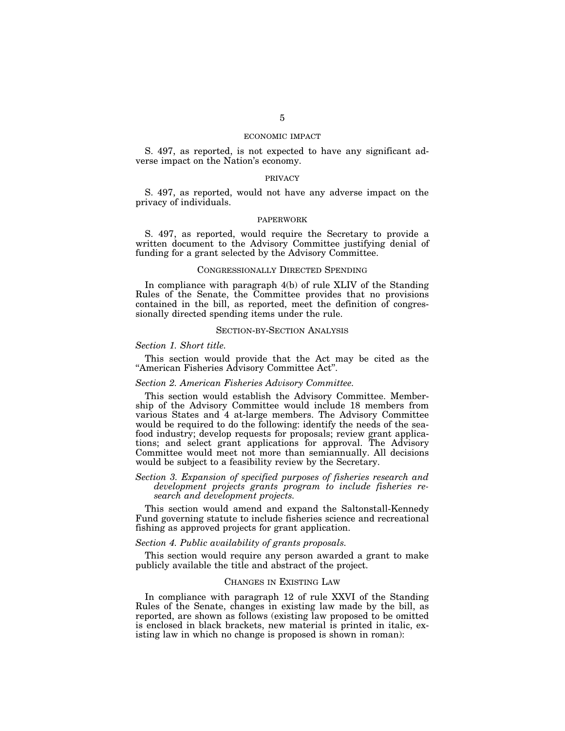## ECONOMIC IMPACT

S. 497, as reported, is not expected to have any significant adverse impact on the Nation's economy.

## PRIVACY

S. 497, as reported, would not have any adverse impact on the privacy of individuals.

## PAPERWORK

S. 497, as reported, would require the Secretary to provide a written document to the Advisory Committee justifying denial of funding for a grant selected by the Advisory Committee.

## CONGRESSIONALLY DIRECTED SPENDING

In compliance with paragraph 4(b) of rule XLIV of the Standing Rules of the Senate, the Committee provides that no provisions contained in the bill, as reported, meet the definition of congressionally directed spending items under the rule.

## SECTION-BY-SECTION ANALYSIS

*Section 1. Short title.*

This section would provide that the Act may be cited as the "American Fisheries Advisory Committee Act".

*Section 2. American Fisheries Advisory Committee.*

This section would establish the Advisory Committee. Membership of the Advisory Committee would include 18 members from various States and 4 at-large members. The Advisory Committee would be required to do the following: identify the needs of the seafood industry; develop requests for proposals; review grant applications; and select grant applications for approval. The Advisory Committee would meet not more than semiannually. All decisions would be subject to a feasibility review by the Secretary.

*Section 3. Expansion of specified purposes of fisheries research and development projects grants program to include fisheries research and development projects.*

This section would amend and expand the Saltonstall-Kennedy Fund governing statute to include fisheries science and recreational fishing as approved projects for grant application.

*Section 4. Public availability of grants proposals.*

This section would require any person awarded a grant to make publicly available the title and abstract of the project.

## CHANGES IN EXISTING LAW

In compliance with paragraph 12 of rule XXVI of the Standing Rules of the Senate, changes in existing law made by the bill, as reported, are shown as follows (existing law proposed to be omitted is enclosed in black brackets, new material is printed in italic, existing law in which no change is proposed is shown in roman):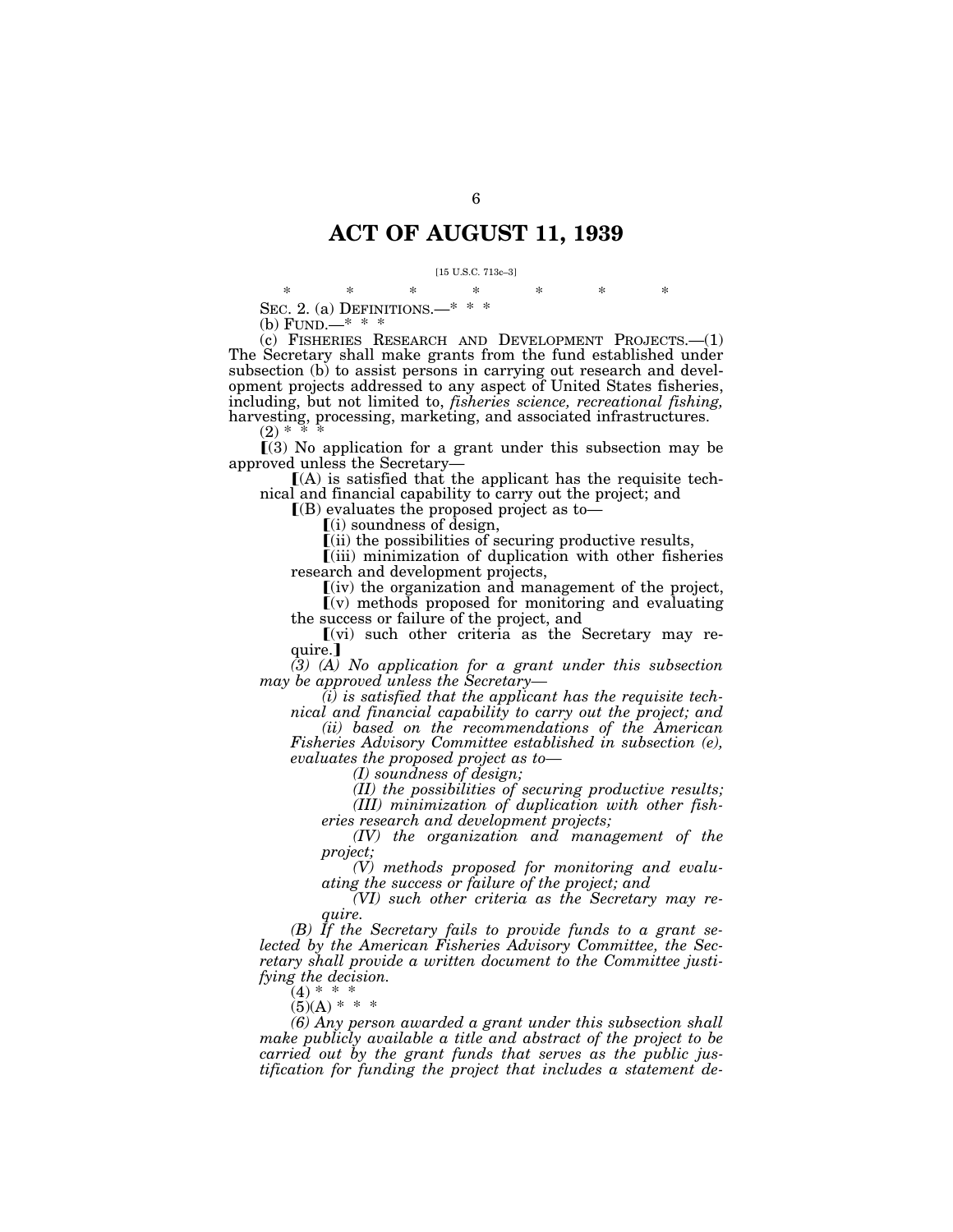# ACT OF AUGUST 11, 1939

[15 U.S.C. 713c–3]

\* \* \* \* \* \* \*

SEC. 2. (a) DEFINITIONS.—\* \* \*

(b) FUND.—\* \* \*

(c) FISHERIES RESEARCH AND DEVELOPMENT PROJECTS.—(1) The Secretary shall make grants from the fund established under subsection (b) to assist persons in carrying out research and development projects addressed to any aspect of United States fisheries, including, but not limited to, *fisheries science, recreational fishing,* harvesting, processing, marketing, and associated infrastructures.

(2) \* \* \*

⟦(3) No application for a grant under this subsection may be approved unless the Secretary—

⟦(A) is satisfied that the applicant has the requisite technical and financial capability to carry out the project; and

⟦(B) evaluates the proposed project as to—

⟦(i) soundness of design,

⟦(ii) the possibilities of securing productive results,

⟦(iii) minimization of duplication with other fisheries research and development projects,

⟦(iv) the organization and management of the project,

⟦(v) methods proposed for monitoring and evaluating the success or failure of the project, and

⟦(vi) such other criteria as the Secretary may require.⟧

*(3) (A) No application for a grant under this subsection may be approved unless the Secretary—*

*(i) is satisfied that the applicant has the requisite technical and financial capability to carry out the project; and*

*(ii) based on the recommendations of the American Fisheries Advisory Committee established in subsection (e), evaluates the proposed project as to—*

*(I) soundness of design;*

*(II) the possibilities of securing productive results;*

*(III) minimization of duplication with other fisheries research and development projects;*

*(IV) the organization and management of the project;*

*(V) methods proposed for monitoring and evaluating the success or failure of the project; and*

*(VI) such other criteria as the Secretary may require.*

*(B) If the Secretary fails to provide funds to a grant selected by the American Fisheries Advisory Committee, the Secretary shall provide a written document to the Committee justifying the decision.*

(4) \* \* \*

(5)(A) \* \* \*

*(6) Any person awarded a grant under this subsection shall make publicly available a title and abstract of the project to be carried out by the grant funds that serves as the public justification for funding the project that includes a statement de-*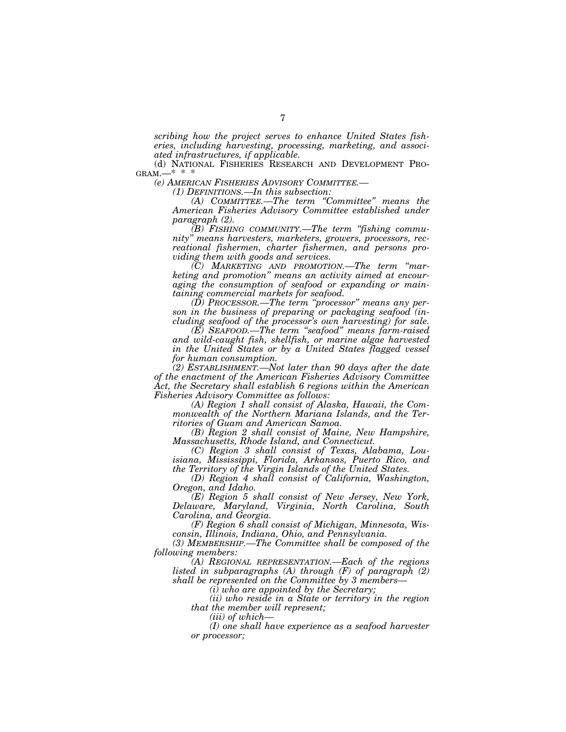*scribing how the project serves to enhance United States fisheries, including harvesting, processing, marketing, and associated infrastructures, if applicable.*

(d) NATIONAL FISHERIES RESEARCH AND DEVELOPMENT PROGRAM.—* * *

*(e) AMERICAN FISHERIES ADVISORY COMMITTEE.—*

*(1) DEFINITIONS.—In this subsection:*

*(A) COMMITTEE.—The term "Committee" means the American Fisheries Advisory Committee established under paragraph (2).*

*(B) FISHING COMMUNITY.—The term "fishing community" means harvesters, marketers, growers, processors, recreational fishermen, charter fishermen, and persons providing them with goods and services.*

*(C) MARKETING AND PROMOTION.—The term "marketing and promotion" means an activity aimed at encouraging the consumption of seafood or expanding or maintaining commercial markets for seafood.*

*(D) PROCESSOR.—The term "processor" means any person in the business of preparing or packaging seafood (including seafood of the processor's own harvesting) for sale.*

*(E) SEAFOOD.—The term "seafood" means farm-raised and wild-caught fish, shellfish, or marine algae harvested in the United States or by a United States flagged vessel for human consumption.*

*(2) ESTABLISHMENT.—Not later than 90 days after the date of the enactment of the American Fisheries Advisory Committee Act, the Secretary shall establish 6 regions within the American Fisheries Advisory Committee as follows:*

*(A) Region 1 shall consist of Alaska, Hawaii, the Commonwealth of the Northern Mariana Islands, and the Territories of Guam and American Samoa.*

*(B) Region 2 shall consist of Maine, New Hampshire, Massachusetts, Rhode Island, and Connecticut.*

*(C) Region 3 shall consist of Texas, Alabama, Louisiana, Mississippi, Florida, Arkansas, Puerto Rico, and the Territory of the Virgin Islands of the United States.*

*(D) Region 4 shall consist of California, Washington, Oregon, and Idaho.*

*(E) Region 5 shall consist of New Jersey, New York, Delaware, Maryland, Virginia, North Carolina, South Carolina, and Georgia.*

*(F) Region 6 shall consist of Michigan, Minnesota, Wisconsin, Illinois, Indiana, Ohio, and Pennsylvania.*

*(3) MEMBERSHIP.—The Committee shall be composed of the following members:*

*(A) REGIONAL REPRESENTATION.—Each of the regions listed in subparagraphs (A) through (F) of paragraph (2) shall be represented on the Committee by 3 members—*

*(i) who are appointed by the Secretary;*

*(ii) who reside in a State or territory in the region that the member will represent;*

*(iii) of which—*

*(I) one shall have experience as a seafood harvester or processor;*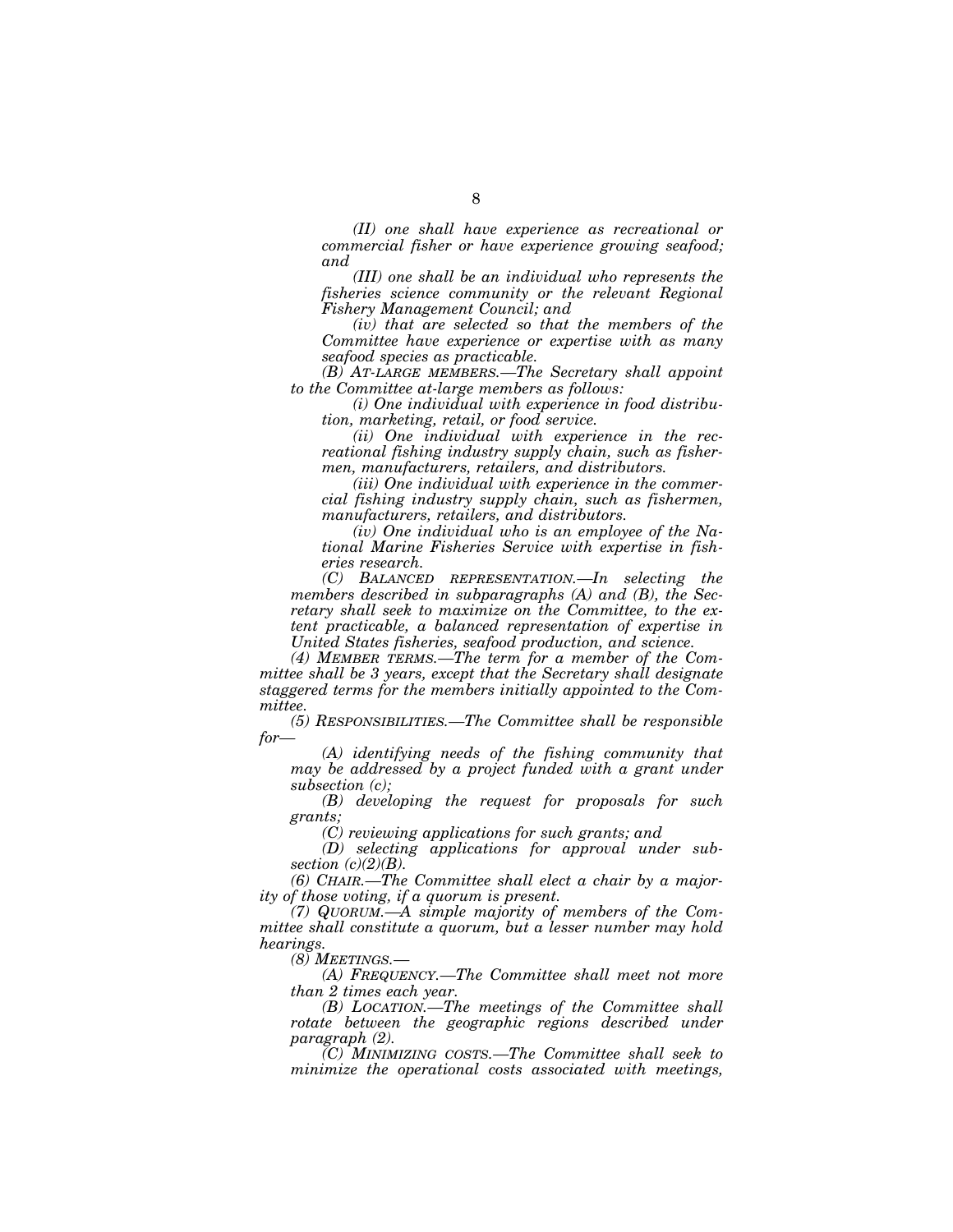*(II) one shall have experience as recreational or commercial fisher or have experience growing seafood; and*

*(III) one shall be an individual who represents the fisheries science community or the relevant Regional Fishery Management Council; and*

*(iv) that are selected so that the members of the Committee have experience or expertise with as many seafood species as practicable.*

*(B) AT-LARGE MEMBERS.—The Secretary shall appoint to the Committee at-large members as follows:*

*(i) One individual with experience in food distribution, marketing, retail, or food service.*

*(ii) One individual with experience in the recreational fishing industry supply chain, such as fishermen, manufacturers, retailers, and distributors.*

*(iii) One individual with experience in the commercial fishing industry supply chain, such as fishermen, manufacturers, retailers, and distributors.*

*(iv) One individual who is an employee of the National Marine Fisheries Service with expertise in fisheries research.*

*(C) BALANCED REPRESENTATION.—In selecting the members described in subparagraphs (A) and (B), the Secretary shall seek to maximize on the Committee, to the extent practicable, a balanced representation of expertise in United States fisheries, seafood production, and science.*

*(4) MEMBER TERMS.—The term for a member of the Committee shall be 3 years, except that the Secretary shall designate staggered terms for the members initially appointed to the Committee.*

*(5) RESPONSIBILITIES.—The Committee shall be responsible for—*

*(A) identifying needs of the fishing community that may be addressed by a project funded with a grant under subsection (c);*

*(B) developing the request for proposals for such grants;*

*(C) reviewing applications for such grants; and*

*(D) selecting applications for approval under subsection (c)(2)(B).*

*(6) CHAIR.—The Committee shall elect a chair by a majority of those voting, if a quorum is present.*

*(7) QUORUM.—A simple majority of members of the Committee shall constitute a quorum, but a lesser number may hold hearings.*

*(8) MEETINGS.—*

*(A) FREQUENCY.—The Committee shall meet not more than 2 times each year.*

*(B) LOCATION.—The meetings of the Committee shall rotate between the geographic regions described under paragraph (2).*

*(C) MINIMIZING COSTS.—The Committee shall seek to minimize the operational costs associated with meetings,*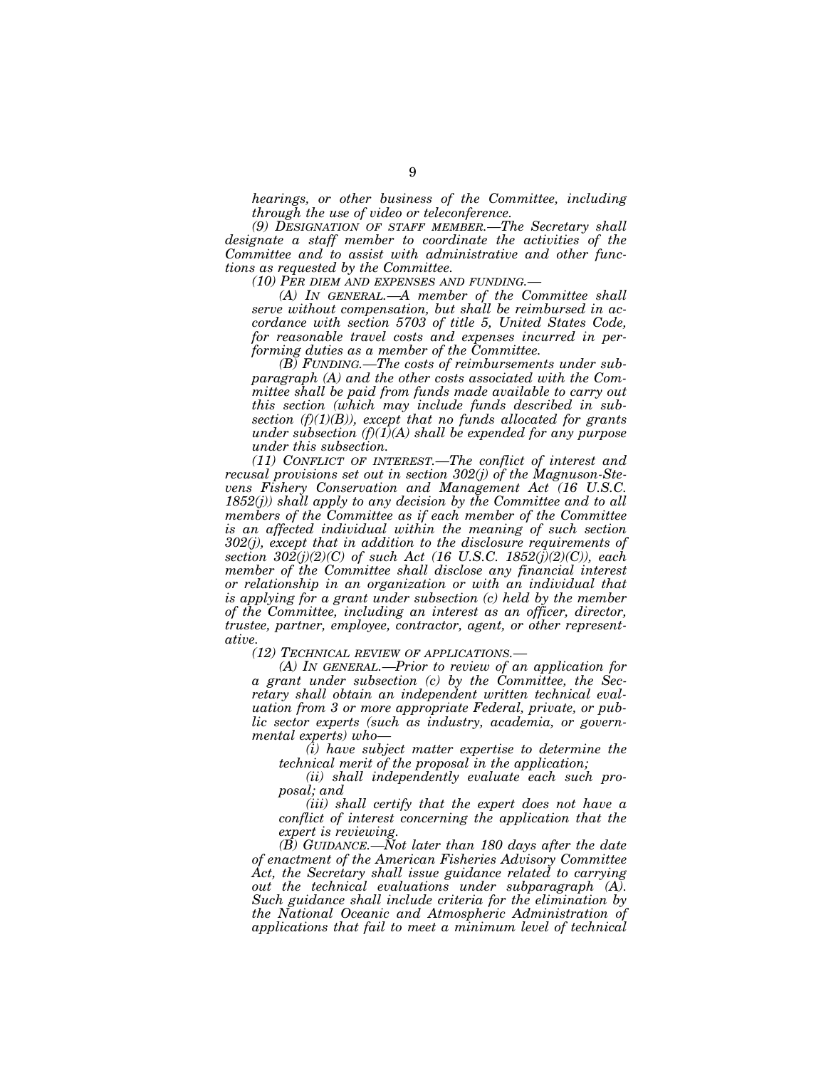*hearings, or other business of the Committee, including through the use of video or teleconference.*

*(9) DESIGNATION OF STAFF MEMBER.—The Secretary shall designate a staff member to coordinate the activities of the Committee and to assist with administrative and other functions as requested by the Committee.*

*(10) PER DIEM AND EXPENSES AND FUNDING.—*

*(A) IN GENERAL.—A member of the Committee shall serve without compensation, but shall be reimbursed in accordance with section 5703 of title 5, United States Code, for reasonable travel costs and expenses incurred in performing duties as a member of the Committee.*

*(B) FUNDING.—The costs of reimbursements under subparagraph (A) and the other costs associated with the Committee shall be paid from funds made available to carry out this section (which may include funds described in subsection (f)(1)(B)), except that no funds allocated for grants under subsection (f)(1)(A) shall be expended for any purpose under this subsection.*

*(11) CONFLICT OF INTEREST.—The conflict of interest and recusal provisions set out in section 302(j) of the Magnuson-Stevens Fishery Conservation and Management Act (16 U.S.C. 1852(j)) shall apply to any decision by the Committee and to all members of the Committee as if each member of the Committee is an affected individual within the meaning of such section 302(j), except that in addition to the disclosure requirements of section 302(j)(2)(C) of such Act (16 U.S.C. 1852(j)(2)(C)), each member of the Committee shall disclose any financial interest or relationship in an organization or with an individual that is applying for a grant under subsection (c) held by the member of the Committee, including an interest as an officer, director, trustee, partner, employee, contractor, agent, or other representative.*

*(12) TECHNICAL REVIEW OF APPLICATIONS.—*

*(A) IN GENERAL.—Prior to review of an application for a grant under subsection (c) by the Committee, the Secretary shall obtain an independent written technical evaluation from 3 or more appropriate Federal, private, or public sector experts (such as industry, academia, or governmental experts) who—*

*(i) have subject matter expertise to determine the technical merit of the proposal in the application;*

*(ii) shall independently evaluate each such proposal; and*

*(iii) shall certify that the expert does not have a conflict of interest concerning the application that the expert is reviewing.*

*(B) GUIDANCE.—Not later than 180 days after the date of enactment of the American Fisheries Advisory Committee Act, the Secretary shall issue guidance related to carrying out the technical evaluations under subparagraph (A). Such guidance shall include criteria for the elimination by the National Oceanic and Atmospheric Administration of applications that fail to meet a minimum level of technical*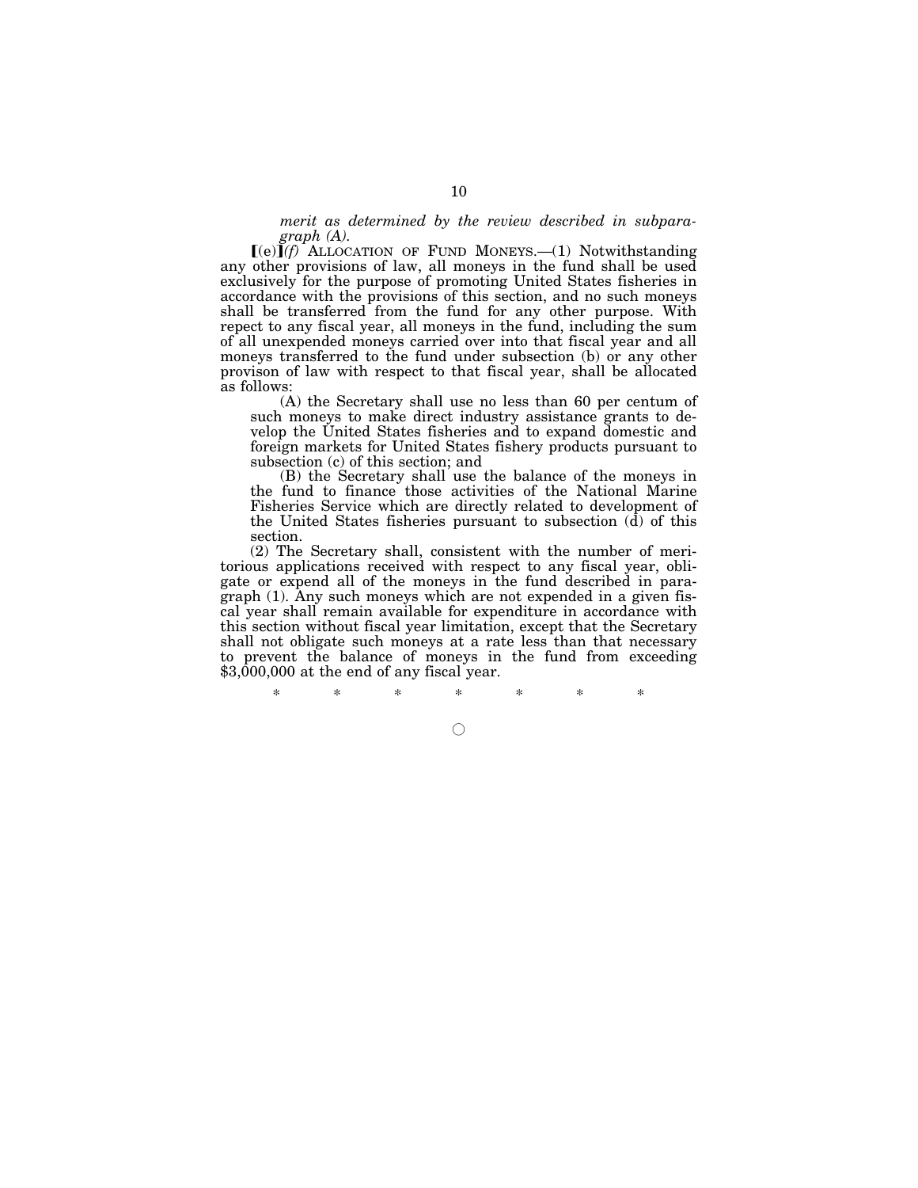*merit as determined by the review described in subparagraph (A).*

[(e)]*(f)* ALLOCATION OF FUND MONEYS.—(1) Notwithstanding any other provisions of law, all moneys in the fund shall be used exclusively for the purpose of promoting United States fisheries in accordance with the provisions of this section, and no such moneys shall be transferred from the fund for any other purpose. With repect to any fiscal year, all moneys in the fund, including the sum of all unexpended moneys carried over into that fiscal year and all moneys transferred to the fund under subsection (b) or any other provison of law with respect to that fiscal year, shall be allocated as follows:

(A) the Secretary shall use no less than 60 per centum of such moneys to make direct industry assistance grants to develop the United States fisheries and to expand domestic and foreign markets for United States fishery products pursuant to subsection (c) of this section; and

(B) the Secretary shall use the balance of the moneys in the fund to finance those activities of the National Marine Fisheries Service which are directly related to development of the United States fisheries pursuant to subsection (d) of this section.

(2) The Secretary shall, consistent with the number of meritorious applications received with respect to any fiscal year, obligate or expend all of the moneys in the fund described in paragraph (1). Any such moneys which are not expended in a given fiscal year shall remain available for expenditure in accordance with this section without fiscal year limitation, except that the Secretary shall not obligate such moneys at a rate less than that necessary to prevent the balance of moneys in the fund from exceeding $3,000,000 at the end of any fiscal year.

\* \* \* \* \* \* \*